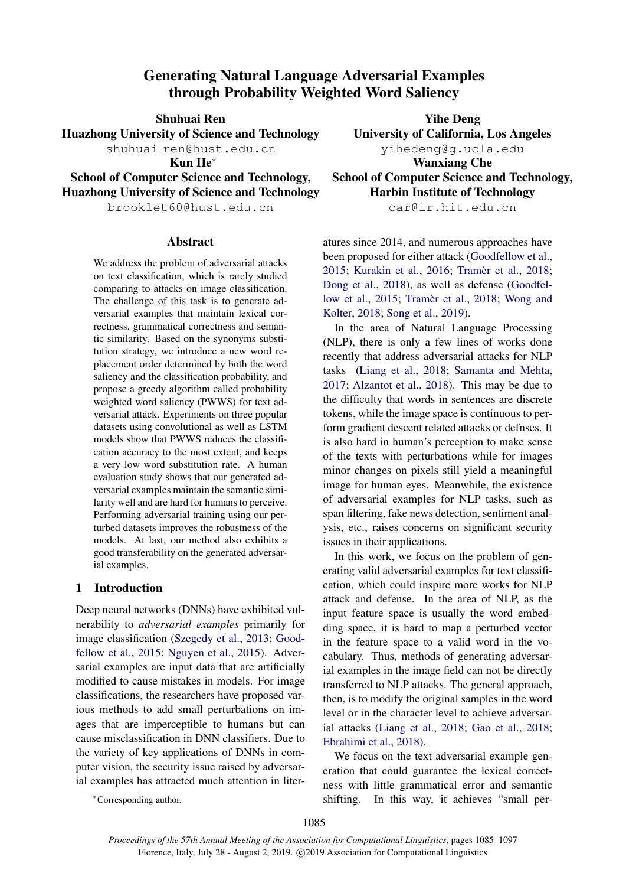# Generating Natural Language Adversarial Examples through Probability Weighted Word Saliency

**Shuhuai Ren**
**Huazhong University of Science and Technology**
shuhuai_ren@hust.edu.cn

**Yihe Deng**
**University of California, Los Angeles**
yihedeng@g.ucla.edu

**Kun He***
**School of Computer Science and Technology, Huazhong University of Science and Technology**
brooklet60@hust.edu.cn

**Wanxiang Che**
**School of Computer Science and Technology, Harbin Institute of Technology**
car@ir.hit.edu.cn

## Abstract

We address the problem of adversarial attacks on text classification, which is rarely studied comparing to attacks on image classification. The challenge of this task is to generate adversarial examples that maintain lexical correctness, grammatical correctness and semantic similarity. Based on the synonyms substitution strategy, we introduce a new word replacement order determined by both the word saliency and the classification probability, and propose a greedy algorithm called probability weighted word saliency (PWWS) for text adversarial attack. Experiments on three popular datasets using convolutional as well as LSTM models show that PWWS reduces the classification accuracy to the most extent, and keeps a very low word substitution rate. A human evaluation study shows that our generated adversarial examples maintain the semantic similarity well and are hard for humans to perceive. Performing adversarial training using our perturbed datasets improves the robustness of the models. At last, our method also exhibits a good transferability on the generated adversarial examples.

## 1 Introduction

Deep neural networks (DNNs) have exhibited vulnerability to *adversarial examples* primarily for image classification (Szegedy et al., 2013; Goodfellow et al., 2015; Nguyen et al., 2015). Adversarial examples are input data that are artificially modified to cause mistakes in models. For image classifications, the researchers have proposed various methods to add small perturbations on images that are imperceptible to humans but can cause misclassification in DNN classifiers. Due to the variety of key applications of DNNs in computer vision, the security issue raised by adversarial examples has attracted much attention in literatures since 2014, and numerous approaches have been proposed for either attack (Goodfellow et al., 2015; Kurakin et al., 2016; Tramèr et al., 2018; Dong et al., 2018), as well as defense (Goodfellow et al., 2015; Tramèr et al., 2018; Wong and Kolter, 2018; Song et al., 2019).

In the area of Natural Language Processing (NLP), there is only a few lines of works done recently that address adversarial attacks for NLP tasks (Liang et al., 2018; Samanta and Mehta, 2017; Alzantot et al., 2018). This may be due to the difficulty that words in sentences are discrete tokens, while the image space is continuous to perform gradient descent related attacks or defnses. It is also hard in human's perception to make sense of the texts with perturbations while for images minor changes on pixels still yield a meaningful image for human eyes. Meanwhile, the existence of adversarial examples for NLP tasks, such as span filtering, fake news detection, sentiment analysis, etc., raises concerns on significant security issues in their applications.

In this work, we focus on the problem of generating valid adversarial examples for text classification, which could inspire more works for NLP attack and defense. In the area of NLP, as the input feature space is usually the word embedding space, it is hard to map a perturbed vector in the feature space to a valid word in the vocabulary. Thus, methods of generating adversarial examples in the image field can not be directly transferred to NLP attacks. The general approach, then, is to modify the original samples in the word level or in the character level to achieve adversarial attacks (Liang et al., 2018; Gao et al., 2018; Ebrahimi et al., 2018).

We focus on the text adversarial example generation that could guarantee the lexical correctness with little grammatical error and semantic shifting. In this way, it achieves "small per-

*Corresponding author.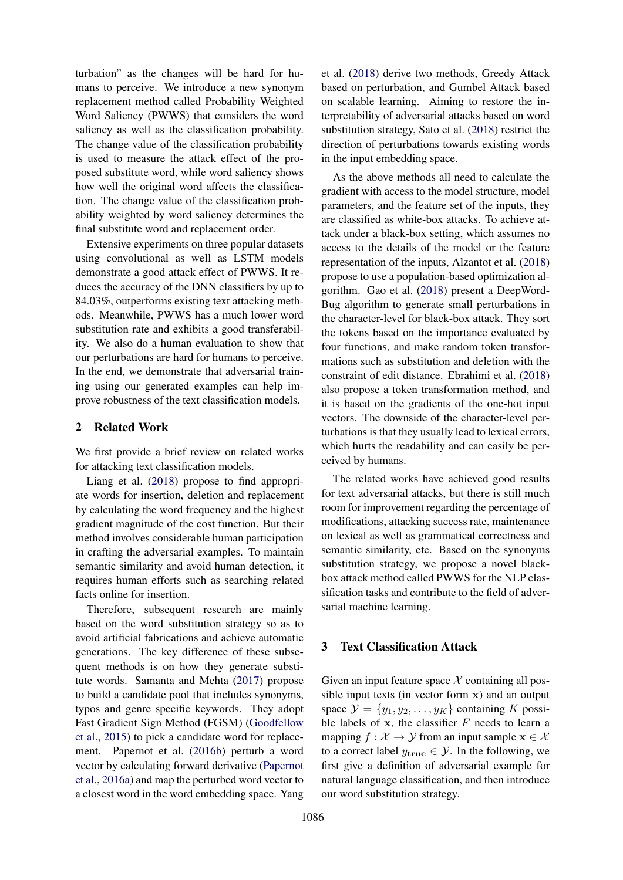turbation" as the changes will be hard for humans to perceive. We introduce a new synonym replacement method called Probability Weighted Word Saliency (PWWS) that considers the word saliency as well as the classification probability. The change value of the classification probability is used to measure the attack effect of the proposed substitute word, while word saliency shows how well the original word affects the classification. The change value of the classification probability weighted by word saliency determines the final substitute word and replacement order.

Extensive experiments on three popular datasets using convolutional as well as LSTM models demonstrate a good attack effect of PWWS. It reduces the accuracy of the DNN classifiers by up to 84.03%, outperforms existing text attacking methods. Meanwhile, PWWS has a much lower word substitution rate and exhibits a good transferability. We also do a human evaluation to show that our perturbations are hard for humans to perceive. In the end, we demonstrate that adversarial training using our generated examples can help improve robustness of the text classification models.

## 2 Related Work

We first provide a brief review on related works for attacking text classification models.

Liang et al. (2018) propose to find appropriate words for insertion, deletion and replacement by calculating the word frequency and the highest gradient magnitude of the cost function. But their method involves considerable human participation in crafting the adversarial examples. To maintain semantic similarity and avoid human detection, it requires human efforts such as searching related facts online for insertion.

Therefore, subsequent research are mainly based on the word substitution strategy so as to avoid artificial fabrications and achieve automatic generations. The key difference of these subsequent methods is on how they generate substitute words. Samanta and Mehta (2017) propose to build a candidate pool that includes synonyms, typos and genre specific keywords. They adopt Fast Gradient Sign Method (FGSM) (Goodfellow et al., 2015) to pick a candidate word for replacement. Papernot et al. (2016b) perturb a word vector by calculating forward derivative (Papernot et al., 2016a) and map the perturbed word vector to a closest word in the word embedding space. Yang et al. (2018) derive two methods, Greedy Attack based on perturbation, and Gumbel Attack based on scalable learning. Aiming to restore the interpretability of adversarial attacks based on word substitution strategy, Sato et al. (2018) restrict the direction of perturbations towards existing words in the input embedding space.

As the above methods all need to calculate the gradient with access to the model structure, model parameters, and the feature set of the inputs, they are classified as white-box attacks. To achieve attack under a black-box setting, which assumes no access to the details of the model or the feature representation of the inputs, Alzantot et al. (2018) propose to use a population-based optimization algorithm. Gao et al. (2018) present a DeepWordBug algorithm to generate small perturbations in the character-level for black-box attack. They sort the tokens based on the importance evaluated by four functions, and make random token transformations such as substitution and deletion with the constraint of edit distance. Ebrahimi et al. (2018) also propose a token transformation method, and it is based on the gradients of the one-hot input vectors. The downside of the character-level perturbations is that they usually lead to lexical errors, which hurts the readability and can easily be perceived by humans.

The related works have achieved good results for text adversarial attacks, but there is still much room for improvement regarding the percentage of modifications, attacking success rate, maintenance on lexical as well as grammatical correctness and semantic similarity, etc. Based on the synonyms substitution strategy, we propose a novel black-box attack method called PWWS for the NLP classification tasks and contribute to the field of adversarial machine learning.

## 3 Text Classification Attack

Given an input feature space $\mathcal{X}$ containing all possible input texts (in vector form $\mathbf{x}$) and an output space $\mathcal{Y} = \{y_1, y_2, \ldots, y_K\}$ containing $K$ possible labels of $\mathbf{x}$, the classifier $F$ needs to learn a mapping $f : \mathcal{X} \rightarrow \mathcal{Y}$ from an input sample $\mathbf{x} \in \mathcal{X}$ to a correct label $y_{\mathbf{true}} \in \mathcal{Y}$. In the following, we first give a definition of adversarial example for natural language classification, and then introduce our word substitution strategy.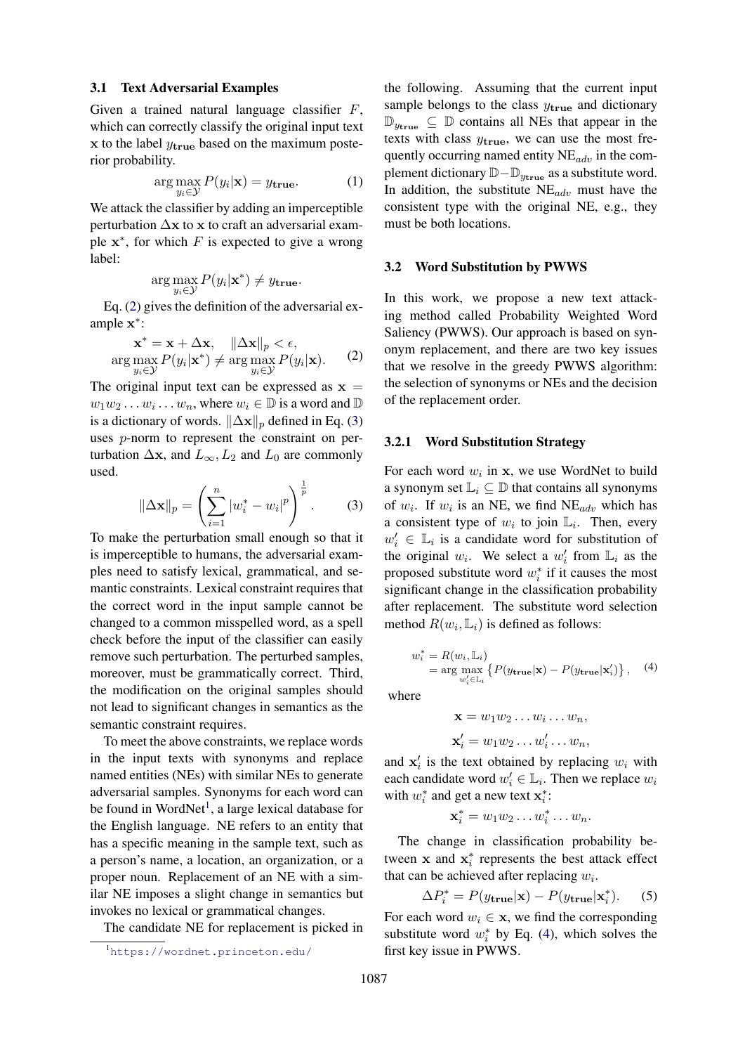### 3.1 Text Adversarial Examples

Given a trained natural language classifier $F$, which can correctly classify the original input text $\mathbf{x}$ to the label $y_{\mathbf{true}}$ based on the maximum posterior probability.

$$\arg\max_{y_i \in \mathcal{Y}} P(y_i|\mathbf{x}) = y_{\mathbf{true}}. \tag{1}$$

We attack the classifier by adding an imperceptible perturbation $\Delta\mathbf{x}$ to $\mathbf{x}$ to craft an adversarial example $\mathbf{x}^*$, for which $F$ is expected to give a wrong label:

$$\arg\max_{y_i \in \mathcal{Y}} P(y_i|\mathbf{x}^*) \neq y_{\mathbf{true}}.$$

Eq. (2) gives the definition of the adversarial example $\mathbf{x}^*$:

$$\begin{gathered}\mathbf{x}^* = \mathbf{x} + \Delta\mathbf{x}, \quad \|\Delta\mathbf{x}\|_p < \epsilon, \\ \arg\max_{y_i \in \mathcal{Y}} P(y_i|\mathbf{x}^*) \neq \arg\max_{y_i \in \mathcal{Y}} P(y_i|\mathbf{x}).\end{gathered} \tag{2}$$

The original input text can be expressed as $\mathbf{x} = w_1 w_2 \dots w_i \dots w_n$, where $w_i \in \mathbb{D}$ is a word and $\mathbb{D}$ is a dictionary of words. $\|\Delta\mathbf{x}\|_p$ defined in Eq. (3) uses $p$-norm to represent the constraint on perturbation $\Delta\mathbf{x}$, and $L_\infty$, $L_2$ and $L_0$ are commonly used.

$$\|\Delta\mathbf{x}\|_p = \left(\sum_{i=1}^{n} |w_i^* - w_i|^p\right)^{\frac{1}{p}}. \tag{3}$$

To make the perturbation small enough so that it is imperceptible to humans, the adversarial examples need to satisfy lexical, grammatical, and semantic constraints. Lexical constraint requires that the correct word in the input sample cannot be changed to a common misspelled word, as a spell check before the input of the classifier can easily remove such perturbation. The perturbed samples, moreover, must be grammatically correct. Third, the modification on the original samples should not lead to significant changes in semantics as the semantic constraint requires.

To meet the above constraints, we replace words in the input texts with synonyms and replace named entities (NEs) with similar NEs to generate adversarial samples. Synonyms for each word can be found in WordNet[1], a large lexical database for the English language. NE refers to an entity that has a specific meaning in the sample text, such as a person's name, a location, an organization, or a proper noun. Replacement of an NE with a similar NE imposes a slight change in semantics but invokes no lexical or grammatical changes.

The candidate NE for replacement is picked in the following. Assuming that the current input sample belongs to the class $y_{\mathbf{true}}$ and dictionary $\mathbb{D}_{y_{\mathbf{true}}} \subseteq \mathbb{D}$ contains all NEs that appear in the texts with class $y_{\mathbf{true}}$, we can use the most frequently occurring named entity $\text{NE}_{adv}$ in the complement dictionary $\mathbb{D} - \mathbb{D}_{y_{\mathbf{true}}}$ as a substitute word. In addition, the substitute $\text{NE}_{adv}$ must have the consistent type with the original NE, e.g., they must be both locations.

[1] https://wordnet.princeton.edu/

### 3.2 Word Substitution by PWWS

In this work, we propose a new text attacking method called Probability Weighted Word Saliency (PWWS). Our approach is based on synonym replacement, and there are two key issues that we resolve in the greedy PWWS algorithm: the selection of synonyms or NEs and the decision of the replacement order.

#### 3.2.1 Word Substitution Strategy

For each word $w_i$ in $\mathbf{x}$, we use WordNet to build a synonym set $\mathbb{L}_i \subseteq \mathbb{D}$ that contains all synonyms of $w_i$. If $w_i$ is an NE, we find $\text{NE}_{adv}$ which has a consistent type of $w_i$ to join $\mathbb{L}_i$. Then, every $w_i' \in \mathbb{L}_i$ is a candidate word for substitution of the original $w_i$. We select a $w_i'$ from $\mathbb{L}_i$ as the proposed substitute word $w_i^*$ if it causes the most significant change in the classification probability after replacement. The substitute word selection method $R(w_i, \mathbb{L}_i)$ is defined as follows:

$$\begin{aligned} w_i^* &= R(w_i, \mathbb{L}_i) \\ &= \arg\max_{w_i' \in \mathbb{L}_i} \left\{P(y_{\mathbf{true}}|\mathbf{x}) - P(y_{\mathbf{true}}|\mathbf{x}_i')\right\}, \end{aligned} \tag{4}$$

where

$$\mathbf{x} = w_1 w_2 \dots w_i \dots w_n,$$

$$\mathbf{x}_i' = w_1 w_2 \dots w_i' \dots w_n,$$

and $\mathbf{x}_i'$ is the text obtained by replacing $w_i$ with each candidate word $w_i' \in \mathbb{L}_i$. Then we replace $w_i$ with $w_i^*$ and get a new text $\mathbf{x}_i^*$:

$$\mathbf{x}_i^* = w_1 w_2 \dots w_i^* \dots w_n.$$

The change in classification probability between $\mathbf{x}$ and $\mathbf{x}_i^*$ represents the best attack effect that can be achieved after replacing $w_i$.

$$\Delta P_i^* = P(y_{\mathbf{true}}|\mathbf{x}) - P(y_{\mathbf{true}}|\mathbf{x}_i^*). \tag{5}$$

For each word $w_i \in \mathbf{x}$, we find the corresponding substitute word $w_i^*$ by Eq. (4), which solves the first key issue in PWWS.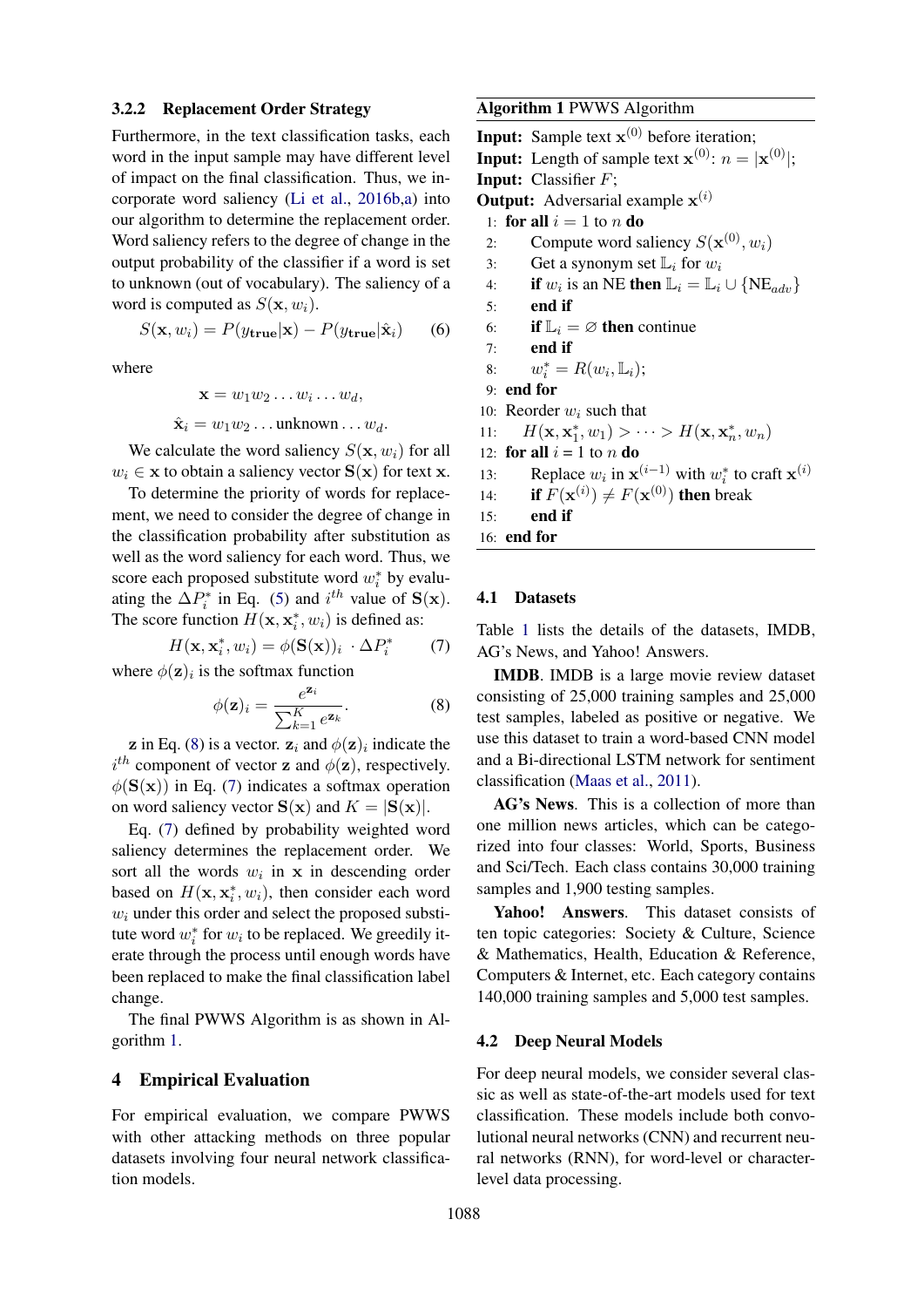### 3.2.2 Replacement Order Strategy

Furthermore, in the text classification tasks, each word in the input sample may have different level of impact on the final classification. Thus, we incorporate word saliency (Li et al., 2016b,a) into our algorithm to determine the replacement order. Word saliency refers to the degree of change in the output probability of the classifier if a word is set to unknown (out of vocabulary). The saliency of a word is computed as $S(\mathbf{x}, w_i)$.

$$S(\mathbf{x}, w_i) = P(y_{\mathbf{true}}|\mathbf{x}) - P(y_{\mathbf{true}}|\hat{\mathbf{x}}_i) \quad (6)$$

where

$$\mathbf{x} = w_1 w_2 \ldots w_i \ldots w_d,$$

$$\hat{\mathbf{x}}_i = w_1 w_2 \ldots \text{unknown} \ldots w_d.$$

We calculate the word saliency $S(\mathbf{x}, w_i)$ for all $w_i \in \mathbf{x}$ to obtain a saliency vector $\mathbf{S}(\mathbf{x})$ for text $\mathbf{x}$.

To determine the priority of words for replacement, we need to consider the degree of change in the classification probability after substitution as well as the word saliency for each word. Thus, we score each proposed substitute word $w_i^*$ by evaluating the $\Delta P_i^*$ in Eq. (5) and $i^{th}$ value of $\mathbf{S}(\mathbf{x})$. The score function $H(\mathbf{x}, \mathbf{x}_i^*, w_i)$ is defined as:

$$H(\mathbf{x}, \mathbf{x}_i^*, w_i) = \phi(\mathbf{S}(\mathbf{x}))_i \cdot \Delta P_i^* \quad (7)$$

where $\phi(\mathbf{z})_i$ is the softmax function

$$\phi(\mathbf{z})_i = \frac{e^{\mathbf{z}_i}}{\sum_{k=1}^{K} e^{\mathbf{z}_k}}. \quad (8)$$

$\mathbf{z}$ in Eq. (8) is a vector. $\mathbf{z}_i$ and $\phi(\mathbf{z})_i$ indicate the $i^{th}$ component of vector $\mathbf{z}$ and $\phi(\mathbf{z})$, respectively. $\phi(\mathbf{S}(\mathbf{x}))$ in Eq. (7) indicates a softmax operation on word saliency vector $\mathbf{S}(\mathbf{x})$ and $K = |\mathbf{S}(\mathbf{x})|$.

Eq. (7) defined by probability weighted word saliency determines the replacement order. We sort all the words $w_i$ in $\mathbf{x}$ in descending order based on $H(\mathbf{x}, \mathbf{x}_i^*, w_i)$, then consider each word $w_i$ under this order and select the proposed substitute word $w_i^*$ for $w_i$ to be replaced. We greedily iterate through the process until enough words have been replaced to make the final classification label change.

The final PWWS Algorithm is as shown in Algorithm 1.

**Algorithm 1** PWWS Algorithm

**Input:** Sample text $\mathbf{x}^{(0)}$ before iteration;
**Input:** Length of sample text $\mathbf{x}^{(0)}$: $n = |\mathbf{x}^{(0)}|$;
**Input:** Classifier $F$;
**Output:** Adversarial example $\mathbf{x}^{(i)}$

```
1:  for all i = 1 to n do
2:      Compute word saliency S(x^(0), w_i)
3:      Get a synonym set L_i for w_i
4:      if w_i is an NE then L_i = L_i ∪ {NE_adv}
5:      end if
6:      if L_i = ∅ then continue
7:      end if
8:      w_i^* = R(w_i, L_i);
9:  end for
10: Reorder w_i such that
11:     H(x, x_1^*, w_1) > ··· > H(x, x_n^*, w_n)
12: for all i = 1 to n do
13:     Replace w_i in x^(i-1) with w_i^* to craft x^(i)
14:     if F(x^(i)) ≠ F(x^(0)) then break
15:     end if
16: end for
```

## 4 Empirical Evaluation

For empirical evaluation, we compare PWWS with other attacking methods on three popular datasets involving four neural network classification models.

### 4.1 Datasets

Table 1 lists the details of the datasets, IMDB, AG's News, and Yahoo! Answers.

**IMDB**. IMDB is a large movie review dataset consisting of 25,000 training samples and 25,000 test samples, labeled as positive or negative. We use this dataset to train a word-based CNN model and a Bi-directional LSTM network for sentiment classification (Maas et al., 2011).

**AG's News**. This is a collection of more than one million news articles, which can be categorized into four classes: World, Sports, Business and Sci/Tech. Each class contains 30,000 training samples and 1,900 testing samples.

**Yahoo! Answers**. This dataset consists of ten topic categories: Society & Culture, Science & Mathematics, Health, Education & Reference, Computers & Internet, etc. Each category contains 140,000 training samples and 5,000 test samples.

### 4.2 Deep Neural Models

For deep neural models, we consider several classic as well as state-of-the-art models used for text classification. These models include both convolutional neural networks (CNN) and recurrent neural networks (RNN), for word-level or character-level data processing.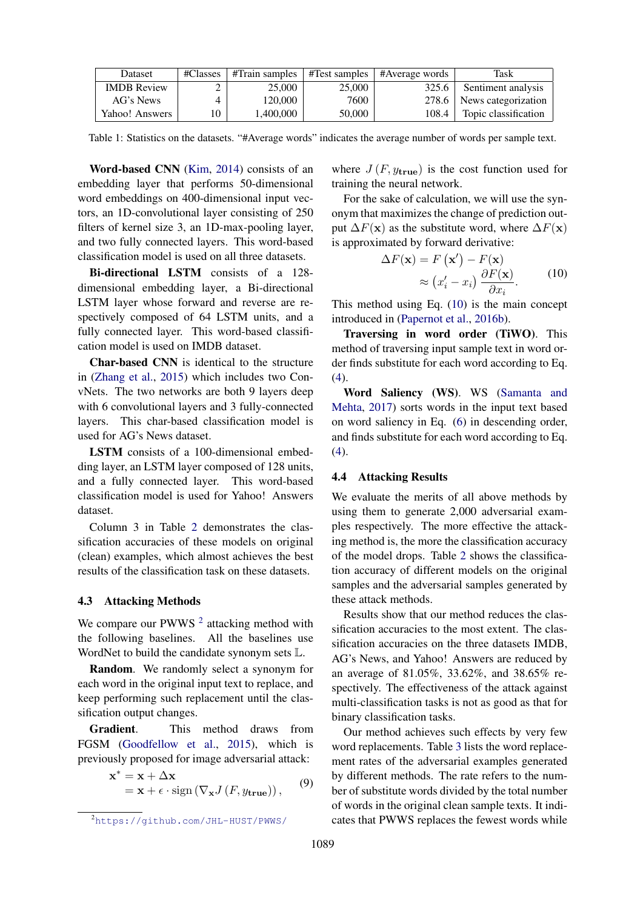| Dataset | #Classes | #Train samples | #Test samples | #Average words | Task |
| --- | --- | --- | --- | --- | --- |
| IMDB Review | 2 | 25,000 | 25,000 | 325.6 | Sentiment analysis |
| AG's News | 4 | 120,000 | 7600 | 278.6 | News categorization |
| Yahoo! Answers | 10 | 1,400,000 | 50,000 | 108.4 | Topic classification |

Table 1: Statistics on the datasets. "#Average words" indicates the average number of words per sample text.

**Word-based CNN** (Kim, 2014) consists of an embedding layer that performs 50-dimensional word embeddings on 400-dimensional input vectors, an 1D-convolutional layer consisting of 250 filters of kernel size 3, an 1D-max-pooling layer, and two fully connected layers. This word-based classification model is used on all three datasets.

**Bi-directional LSTM** consists of a 128-dimensional embedding layer, a Bi-directional LSTM layer whose forward and reverse are respectively composed of 64 LSTM units, and a fully connected layer. This word-based classification model is used on IMDB dataset.

**Char-based CNN** is identical to the structure in (Zhang et al., 2015) which includes two ConvNets. The two networks are both 9 layers deep with 6 convolutional layers and 3 fully-connected layers. This char-based classification model is used for AG's News dataset.

**LSTM** consists of a 100-dimensional embedding layer, an LSTM layer composed of 128 units, and a fully connected layer. This word-based classification model is used for Yahoo! Answers dataset.

Column 3 in Table 2 demonstrates the classification accuracies of these models on original (clean) examples, which almost achieves the best results of the classification task on these datasets.

### 4.3 Attacking Methods

We compare our PWWS [2] attacking method with the following baselines. All the baselines use WordNet to build the candidate synonym sets $\mathbb{L}$.

**Random**. We randomly select a synonym for each word in the original input text to replace, and keep performing such replacement until the classification output changes.

**Gradient**. This method draws from FGSM (Goodfellow et al., 2015), which is previously proposed for image adversarial attack:

$$\begin{aligned} \mathbf{x}^* &= \mathbf{x} + \Delta \mathbf{x} \\ &= \mathbf{x} + \epsilon \cdot \text{sign}\left(\nabla_{\mathbf{x}} J\left(F, y_{\mathbf{true}}\right)\right), \end{aligned} \tag{9}$$

where $J\left(F, y_{\mathbf{true}}\right)$ is the cost function used for training the neural network.

For the sake of calculation, we will use the synonym that maximizes the change of prediction output $\Delta F(\mathbf{x})$ as the substitute word, where $\Delta F(\mathbf{x})$ is approximated by forward derivative:

$$\begin{aligned} \Delta F(\mathbf{x}) &= F\left(\mathbf{x}'\right) - F(\mathbf{x}) \\ &\approx \left(x_i' - x_i\right) \frac{\partial F(\mathbf{x})}{\partial x_i}. \end{aligned} \tag{10}$$

This method using Eq. (10) is the main concept introduced in (Papernot et al., 2016b).

**Traversing in word order (TiWO)**. This method of traversing input sample text in word order finds substitute for each word according to Eq. (4).

**Word Saliency (WS)**. WS (Samanta and Mehta, 2017) sorts words in the input text based on word saliency in Eq. (6) in descending order, and finds substitute for each word according to Eq. (4).

### 4.4 Attacking Results

We evaluate the merits of all above methods by using them to generate 2,000 adversarial examples respectively. The more effective the attacking method is, the more the classification accuracy of the model drops. Table 2 shows the classification accuracy of different models on the original samples and the adversarial samples generated by these attack methods.

Results show that our method reduces the classification accuracies to the most extent. The classification accuracies on the three datasets IMDB, AG's News, and Yahoo! Answers are reduced by an average of 81.05%, 33.62%, and 38.65% respectively. The effectiveness of the attack against multi-classification tasks is not as good as that for binary classification tasks.

Our method achieves such effects by very few word replacements. Table 3 lists the word replacement rates of the adversarial examples generated by different methods. The rate refers to the number of substitute words divided by the total number of words in the original clean sample texts. It indicates that PWWS replaces the fewest words while

[2] https://github.com/JHL-HUST/PWWS/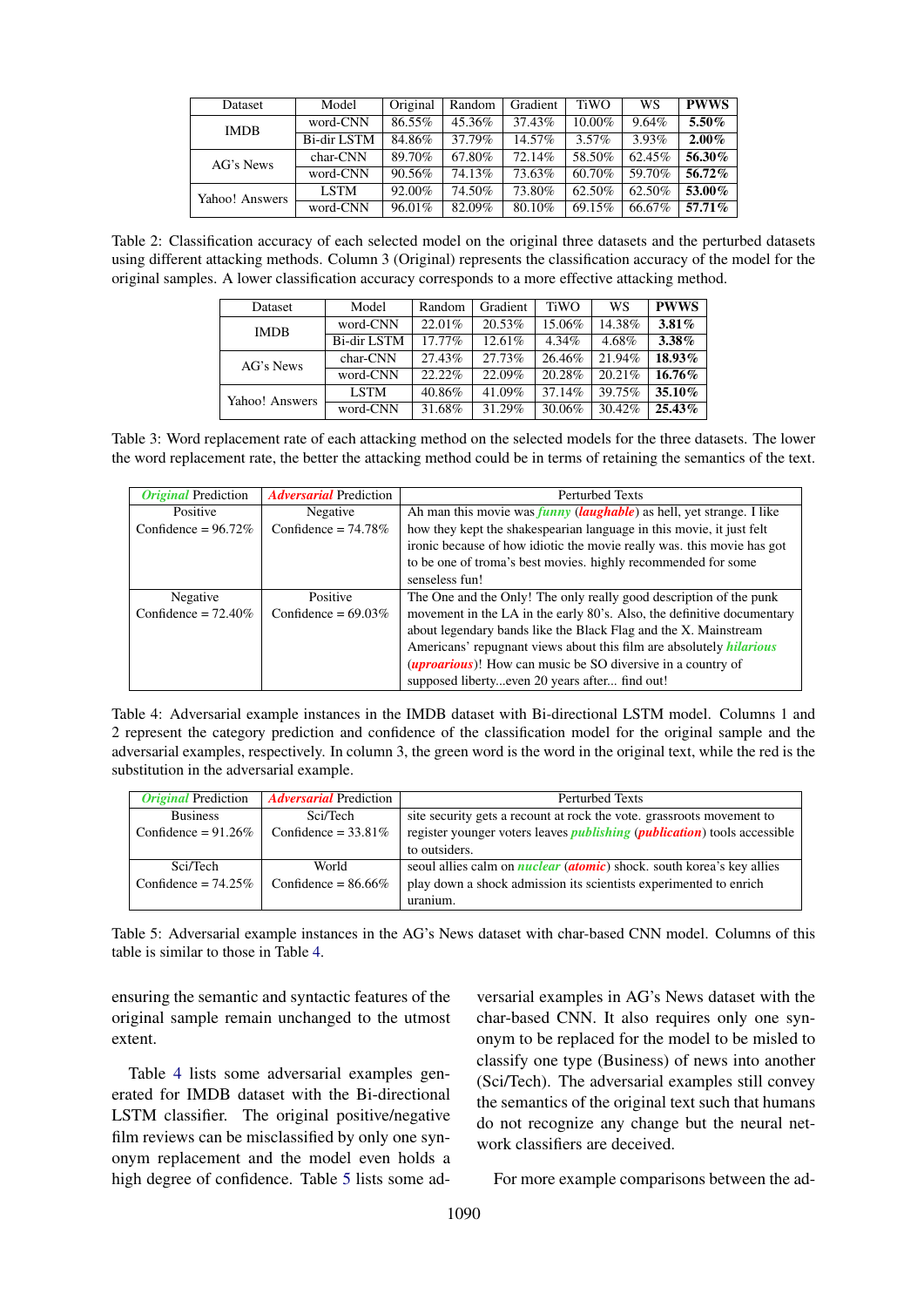| Dataset | Model | Original | Random | Gradient | TiWO | WS | **PWWS** |
|---|---|---|---|---|---|---|---|
| IMDB | word-CNN | 86.55% | 45.36% | 37.43% | 10.00% | 9.64% | **5.50%** |
| | Bi-dir LSTM | 84.86% | 37.79% | 14.57% | 3.57% | 3.93% | **2.00%** |
| AG's News | char-CNN | 89.70% | 67.80% | 72.14% | 58.50% | 62.45% | **56.30%** |
| | word-CNN | 90.56% | 74.13% | 73.63% | 60.70% | 59.70% | **56.72%** |
| Yahoo! Answers | LSTM | 92.00% | 74.50% | 73.80% | 62.50% | 62.50% | **53.00%** |
| | word-CNN | 96.01% | 82.09% | 80.10% | 69.15% | 66.67% | **57.71%** |

Table 2: Classification accuracy of each selected model on the original three datasets and the perturbed datasets using different attacking methods. Column 3 (Original) represents the classification accuracy of the model for the original samples. A lower classification accuracy corresponds to a more effective attacking method.

| Dataset | Model | Random | Gradient | TiWO | WS | **PWWS** |
|---|---|---|---|---|---|---|
| IMDB | word-CNN | 22.01% | 20.53% | 15.06% | 14.38% | **3.81%** |
| | Bi-dir LSTM | 17.77% | 12.61% | 4.34% | 4.68% | **3.38%** |
| AG's News | char-CNN | 27.43% | 27.73% | 26.46% | 21.94% | **18.93%** |
| | word-CNN | 22.22% | 22.09% | 20.28% | 20.21% | **16.76%** |
| Yahoo! Answers | LSTM | 40.86% | 41.09% | 37.14% | 39.75% | **35.10%** |
| | word-CNN | 31.68% | 31.29% | 30.06% | 30.42% | **25.43%** |

Table 3: Word replacement rate of each attacking method on the selected models for the three datasets. The lower the word replacement rate, the better the attacking method could be in terms of retaining the semantics of the text.

| ***Original*** Prediction | ***Adversarial*** Prediction | Perturbed Texts |
|---|---|---|
| Positive Confidence = 96.72% | Negative Confidence = 74.78% | Ah man this movie was ***funny*** (***laughable***) as hell, yet strange. I like how they kept the shakespearian language in this movie, it just felt ironic because of how idiotic the movie really was. this movie has got to be one of troma's best movies. highly recommended for some senseless fun! |
| Negative Confidence = 72.40% | Positive Confidence = 69.03% | The One and the Only! The only really good description of the punk movement in the LA in the early 80's. Also, the definitive documentary about legendary bands like the Black Flag and the X. Mainstream Americans' repugnant views about this film are absolutely ***hilarious*** (***uproarious***)! How can music be SO diversive in a country of supposed liberty...even 20 years after... find out! |

Table 4: Adversarial example instances in the IMDB dataset with Bi-directional LSTM model. Columns 1 and 2 represent the category prediction and confidence of the classification model for the original sample and the adversarial examples, respectively. In column 3, the green word is the word in the original text, while the red is the substitution in the adversarial example.

| ***Original*** Prediction | ***Adversarial*** Prediction | Perturbed Texts |
|---|---|---|
| Business Confidence = 91.26% | Sci/Tech Confidence = 33.81% | site security gets a recount at rock the vote. grassroots movement to register younger voters leaves ***publishing*** (***publication***) tools accessible to outsiders. |
| Sci/Tech Confidence = 74.25% | World Confidence = 86.66% | seoul allies calm on ***nuclear*** (***atomic***) shock. south korea's key allies play down a shock admission its scientists experimented to enrich uranium. |

Table 5: Adversarial example instances in the AG's News dataset with char-based CNN model. Columns of this table is similar to those in Table 4.

ensuring the semantic and syntactic features of the original sample remain unchanged to the utmost extent.

Table 4 lists some adversarial examples generated for IMDB dataset with the Bi-directional LSTM classifier. The original positive/negative film reviews can be misclassified by only one synonym replacement and the model even holds a high degree of confidence. Table 5 lists some adversarial examples in AG's News dataset with the char-based CNN. It also requires only one synonym to be replaced for the model to be misled to classify one type (Business) of news into another (Sci/Tech). The adversarial examples still convey the semantics of the original text such that humans do not recognize any change but the neural network classifiers are deceived.

For more example comparisons between the ad-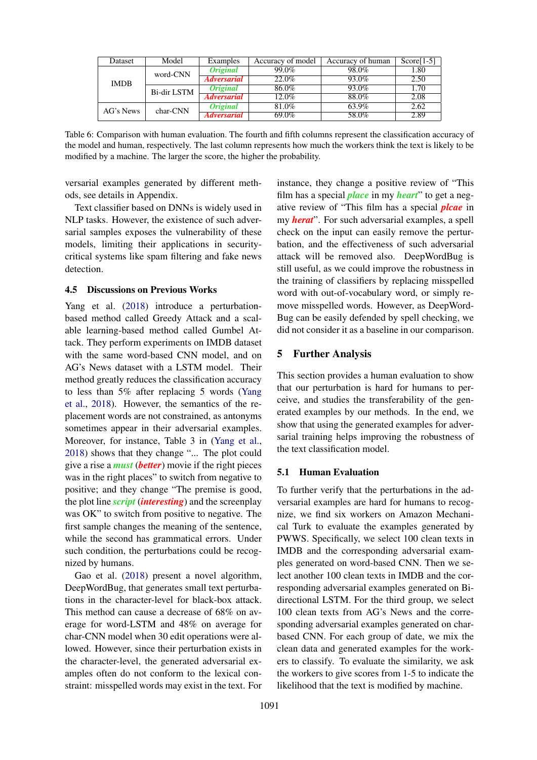| Dataset | Model | Examples | Accuracy of model | Accuracy of human | Score[1-5] |
|---|---|---|---|---|---|
| IMDB | word-CNN | *Original* | 99.0% | 98.0% | 1.80 |
| | | *Adversarial* | 22.0% | 93.0% | 2.50 |
| | Bi-dir LSTM | *Original* | 86.0% | 93.0% | 1.70 |
| | | *Adversarial* | 12.0% | 88.0% | 2.08 |
| AG's News | char-CNN | *Original* | 81.0% | 63.9% | 2.62 |
| | | *Adversarial* | 69.0% | 58.0% | 2.89 |

Table 6: Comparison with human evaluation. The fourth and fifth columns represent the classification accuracy of the model and human, respectively. The last column represents how much the workers think the text is likely to be modified by a machine. The larger the score, the higher the probability.

versarial examples generated by different methods, see details in Appendix.

Text classifier based on DNNs is widely used in NLP tasks. However, the existence of such adversarial samples exposes the vulnerability of these models, limiting their applications in security-critical systems like spam filtering and fake news detection.

### 4.5 Discussions on Previous Works

Yang et al. (2018) introduce a perturbation-based method called Greedy Attack and a scalable learning-based method called Gumbel Attack. They perform experiments on IMDB dataset with the same word-based CNN model, and on AG's News dataset with a LSTM model. Their method greatly reduces the classification accuracy to less than 5% after replacing 5 words (Yang et al., 2018). However, the semantics of the replacement words are not constrained, as antonyms sometimes appear in their adversarial examples. Moreover, for instance, Table 3 in (Yang et al., 2018) shows that they change "... The plot could give a rise a ***must*** (***better***) movie if the right pieces was in the right places" to switch from negative to positive; and they change "The premise is good, the plot line ***script*** (***interesting***) and the screenplay was OK" to switch from positive to negative. The first sample changes the meaning of the sentence, while the second has grammatical errors. Under such condition, the perturbations could be recognized by humans.

Gao et al. (2018) present a novel algorithm, DeepWordBug, that generates small text perturbations in the character-level for black-box attack. This method can cause a decrease of 68% on average for word-LSTM and 48% on average for char-CNN model when 30 edit operations were allowed. However, since their perturbation exists in the character-level, the generated adversarial examples often do not conform to the lexical constraint: misspelled words may exist in the text. For instance, they change a positive review of "This film has a special ***place*** in my ***heart***" to get a negative review of "This film has a special ***plcae*** in my ***herat***". For such adversarial examples, a spell check on the input can easily remove the perturbation, and the effectiveness of such adversarial attack will be removed also. DeepWordBug is still useful, as we could improve the robustness in the training of classifiers by replacing misspelled word with out-of-vocabulary word, or simply remove misspelled words. However, as DeepWordBug can be easily defended by spell checking, we did not consider it as a baseline in our comparison.

## 5 Further Analysis

This section provides a human evaluation to show that our perturbation is hard for humans to perceive, and studies the transferability of the generated examples by our methods. In the end, we show that using the generated examples for adversarial training helps improving the robustness of the text classification model.

### 5.1 Human Evaluation

To further verify that the perturbations in the adversarial examples are hard for humans to recognize, we find six workers on Amazon Mechanical Turk to evaluate the examples generated by PWWS. Specifically, we select 100 clean texts in IMDB and the corresponding adversarial examples generated on word-based CNN. Then we select another 100 clean texts in IMDB and the corresponding adversarial examples generated on Bi-directional LSTM. For the third group, we select 100 clean texts from AG's News and the corresponding adversarial examples generated on char-based CNN. For each group of date, we mix the clean data and generated examples for the workers to classify. To evaluate the similarity, we ask the workers to give scores from 1-5 to indicate the likelihood that the text is modified by machine.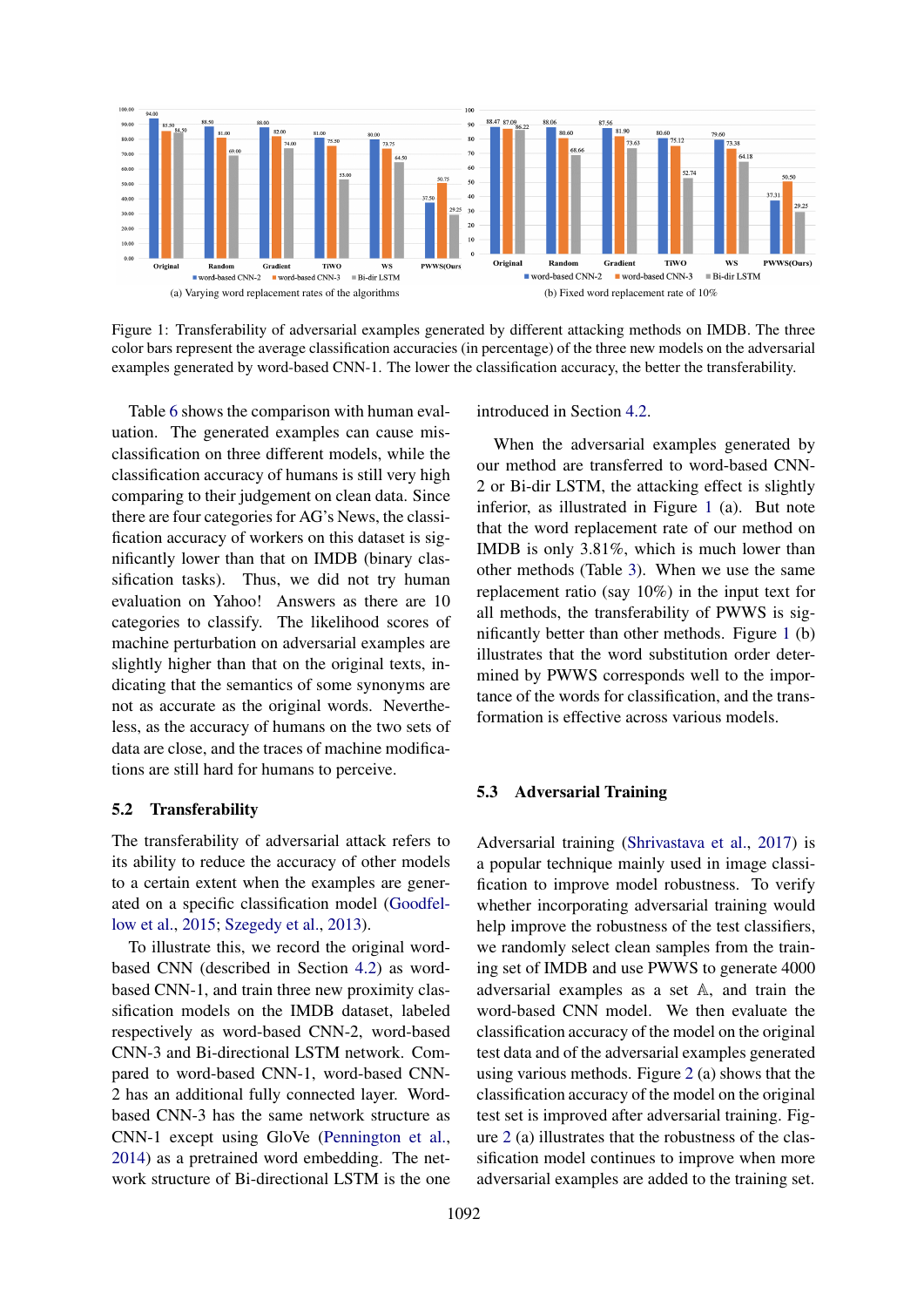Figure 1: Transferability of adversarial examples generated by different attacking methods on IMDB. The three color bars represent the average classification accuracies (in percentage) of the three new models on the adversarial examples generated by word-based CNN-1. The lower the classification accuracy, the better the transferability.

(a) Varying word replacement rates of the algorithms

(b) Fixed word replacement rate of 10%

Table 6 shows the comparison with human evaluation. The generated examples can cause misclassification on three different models, while the classification accuracy of humans is still very high comparing to their judgement on clean data. Since there are four categories for AG's News, the classification accuracy of workers on this dataset is significantly lower than that on IMDB (binary classification tasks). Thus, we did not try human evaluation on Yahoo! Answers as there are 10 categories to classify. The likelihood scores of machine perturbation on adversarial examples are slightly higher than that on the original texts, indicating that the semantics of some synonyms are not as accurate as the original words. Nevertheless, as the accuracy of humans on the two sets of data are close, and the traces of machine modifications are still hard for humans to perceive.

## 5.2 Transferability

The transferability of adversarial attack refers to its ability to reduce the accuracy of other models to a certain extent when the examples are generated on a specific classification model (Goodfellow et al., 2015; Szegedy et al., 2013).

To illustrate this, we record the original word-based CNN (described in Section 4.2) as word-based CNN-1, and train three new proximity classification models on the IMDB dataset, labeled respectively as word-based CNN-2, word-based CNN-3 and Bi-directional LSTM network. Compared to word-based CNN-1, word-based CNN-2 has an additional fully connected layer. Word-based CNN-3 has the same network structure as CNN-1 except using GloVe (Pennington et al., 2014) as a pretrained word embedding. The network structure of Bi-directional LSTM is the one introduced in Section 4.2.

When the adversarial examples generated by our method are transferred to word-based CNN-2 or Bi-dir LSTM, the attacking effect is slightly inferior, as illustrated in Figure 1 (a). But note that the word replacement rate of our method on IMDB is only 3.81%, which is much lower than other methods (Table 3). When we use the same replacement ratio (say 10%) in the input text for all methods, the transferability of PWWS is significantly better than other methods. Figure 1 (b) illustrates that the word substitution order determined by PWWS corresponds well to the importance of the words for classification, and the transformation is effective across various models.

## 5.3 Adversarial Training

Adversarial training (Shrivastava et al., 2017) is a popular technique mainly used in image classification to improve model robustness. To verify whether incorporating adversarial training would help improve the robustness of the test classifiers, we randomly select clean samples from the training set of IMDB and use PWWS to generate 4000 adversarial examples as a set $\mathbb{A}$, and train the word-based CNN model. We then evaluate the classification accuracy of the model on the original test data and of the adversarial examples generated using various methods. Figure 2 (a) shows that the classification accuracy of the model on the original test set is improved after adversarial training. Figure 2 (a) illustrates that the robustness of the classification model continues to improve when more adversarial examples are added to the training set.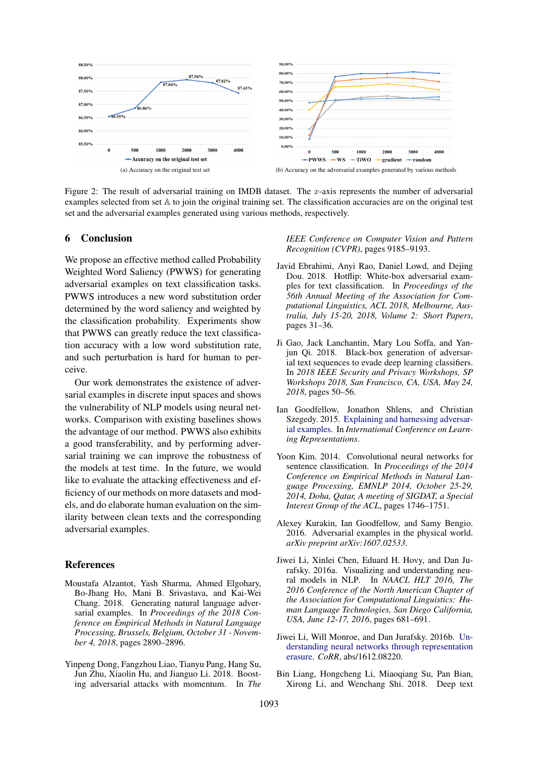(a) Accuracy on the original test set

(b) Accuracy on the adversarial examples generated by various methods

Figure 2: The result of adversarial training on IMDB dataset. The $x$-axis represents the number of adversarial examples selected from set $\mathbb{A}$ to join the original training set. The classification accuracies are on the original test set and the adversarial examples generated using various methods, respectively.

## 6 Conclusion

We propose an effective method called Probability Weighted Word Saliency (PWWS) for generating adversarial examples on text classification tasks. PWWS introduces a new word substitution order determined by the word saliency and weighted by the classification probability. Experiments show that PWWS can greatly reduce the text classification accuracy with a low word substitution rate, and such perturbation is hard for human to perceive.

Our work demonstrates the existence of adversarial examples in discrete input spaces and shows the vulnerability of NLP models using neural networks. Comparison with existing baselines shows the advantage of our method. PWWS also exhibits a good transferability, and by performing adversarial training we can improve the robustness of the models at test time. In the future, we would like to evaluate the attacking effectiveness and efficiency of our methods on more datasets and models, and do elaborate human evaluation on the similarity between clean texts and the corresponding adversarial examples.

## References

Moustafa Alzantot, Yash Sharma, Ahmed Elgohary, Bo-Jhang Ho, Mani B. Srivastava, and Kai-Wei Chang. 2018. Generating natural language adversarial examples. In *Proceedings of the 2018 Conference on Empirical Methods in Natural Language Processing, Brussels, Belgium, October 31 - November 4, 2018*, pages 2890–2896.

Yinpeng Dong, Fangzhou Liao, Tianyu Pang, Hang Su, Jun Zhu, Xiaolin Hu, and Jianguo Li. 2018. Boosting adversarial attacks with momentum. In *The IEEE Conference on Computer Vision and Pattern Recognition (CVPR)*, pages 9185–9193.

Javid Ebrahimi, Anyi Rao, Daniel Lowd, and Dejing Dou. 2018. Hotflip: White-box adversarial examples for text classification. In *Proceedings of the 56th Annual Meeting of the Association for Computational Linguistics, ACL 2018, Melbourne, Australia, July 15-20, 2018, Volume 2: Short Papers*, pages 31–36.

Ji Gao, Jack Lanchantin, Mary Lou Soffa, and Yanjun Qi. 2018. Black-box generation of adversarial text sequences to evade deep learning classifiers. In *2018 IEEE Security and Privacy Workshops, SP Workshops 2018, San Francisco, CA, USA, May 24, 2018*, pages 50–56.

Ian Goodfellow, Jonathon Shlens, and Christian Szegedy. 2015. Explaining and harnessing adversarial examples. In *International Conference on Learning Representations*.

Yoon Kim. 2014. Convolutional neural networks for sentence classification. In *Proceedings of the 2014 Conference on Empirical Methods in Natural Language Processing, EMNLP 2014, October 25-29, 2014, Doha, Qatar, A meeting of SIGDAT, a Special Interest Group of the ACL*, pages 1746–1751.

Alexey Kurakin, Ian Goodfellow, and Samy Bengio. 2016. Adversarial examples in the physical world. *arXiv preprint arXiv:1607.02533*.

Jiwei Li, Xinlei Chen, Eduard H. Hovy, and Dan Jurafsky. 2016a. Visualizing and understanding neural models in NLP. In *NAACL HLT 2016, The 2016 Conference of the North American Chapter of the Association for Computational Linguistics: Human Language Technologies, San Diego California, USA, June 12-17, 2016*, pages 681–691.

Jiwei Li, Will Monroe, and Dan Jurafsky. 2016b. Understanding neural networks through representation erasure. *CoRR*, abs/1612.08220.

Bin Liang, Hongcheng Li, Miaoqiang Su, Pan Bian, Xirong Li, and Wenchang Shi. 2018. Deep text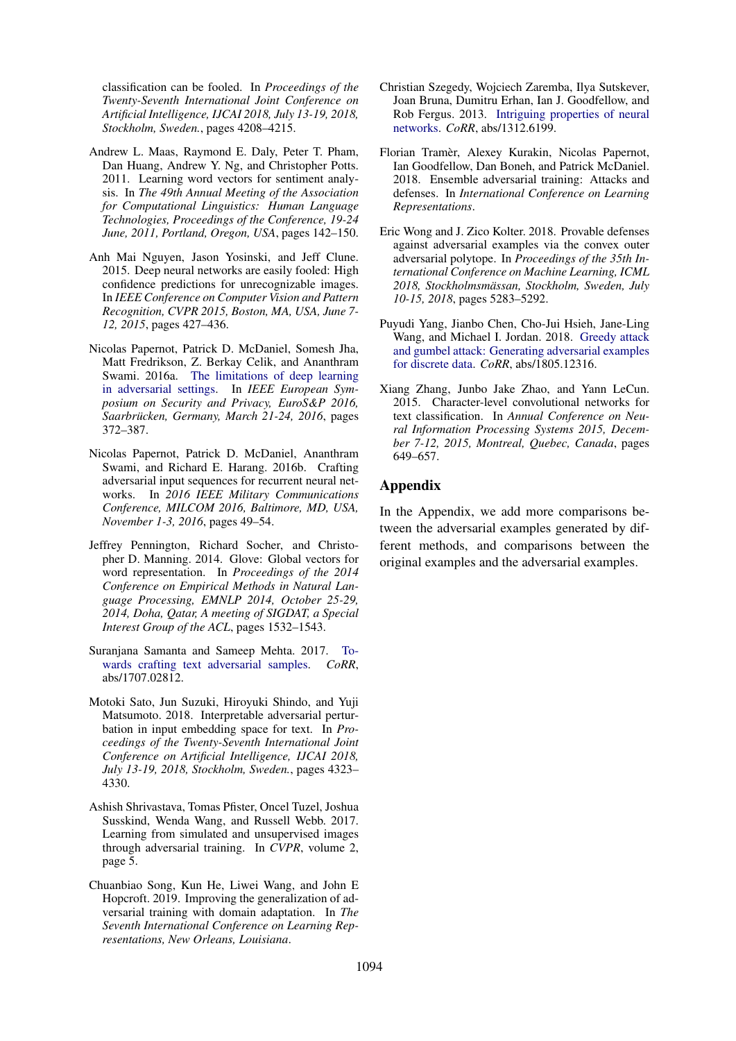classification can be fooled. In *Proceedings of the Twenty-Seventh International Joint Conference on Artificial Intelligence, IJCAI 2018, July 13-19, 2018, Stockholm, Sweden.*, pages 4208–4215.

Andrew L. Maas, Raymond E. Daly, Peter T. Pham, Dan Huang, Andrew Y. Ng, and Christopher Potts. 2011. Learning word vectors for sentiment analysis. In *The 49th Annual Meeting of the Association for Computational Linguistics: Human Language Technologies, Proceedings of the Conference, 19-24 June, 2011, Portland, Oregon, USA*, pages 142–150.

Anh Mai Nguyen, Jason Yosinski, and Jeff Clune. 2015. Deep neural networks are easily fooled: High confidence predictions for unrecognizable images. In *IEEE Conference on Computer Vision and Pattern Recognition, CVPR 2015, Boston, MA, USA, June 7-12, 2015*, pages 427–436.

Nicolas Papernot, Patrick D. McDaniel, Somesh Jha, Matt Fredrikson, Z. Berkay Celik, and Ananthram Swami. 2016a. The limitations of deep learning in adversarial settings. In *IEEE European Symposium on Security and Privacy, EuroS&P 2016, Saarbrücken, Germany, March 21-24, 2016*, pages 372–387.

Nicolas Papernot, Patrick D. McDaniel, Ananthram Swami, and Richard E. Harang. 2016b. Crafting adversarial input sequences for recurrent neural networks. In *2016 IEEE Military Communications Conference, MILCOM 2016, Baltimore, MD, USA, November 1-3, 2016*, pages 49–54.

Jeffrey Pennington, Richard Socher, and Christopher D. Manning. 2014. Glove: Global vectors for word representation. In *Proceedings of the 2014 Conference on Empirical Methods in Natural Language Processing, EMNLP 2014, October 25-29, 2014, Doha, Qatar, A meeting of SIGDAT, a Special Interest Group of the ACL*, pages 1532–1543.

Suranjana Samanta and Sameep Mehta. 2017. Towards crafting text adversarial samples. *CoRR*, abs/1707.02812.

Motoki Sato, Jun Suzuki, Hiroyuki Shindo, and Yuji Matsumoto. 2018. Interpretable adversarial perturbation in input embedding space for text. In *Proceedings of the Twenty-Seventh International Joint Conference on Artificial Intelligence, IJCAI 2018, July 13-19, 2018, Stockholm, Sweden.*, pages 4323–4330.

Ashish Shrivastava, Tomas Pfister, Oncel Tuzel, Joshua Susskind, Wenda Wang, and Russell Webb. 2017. Learning from simulated and unsupervised images through adversarial training. In *CVPR*, volume 2, page 5.

Chuanbiao Song, Kun He, Liwei Wang, and John E Hopcroft. 2019. Improving the generalization of adversarial training with domain adaptation. In *The Seventh International Conference on Learning Representations, New Orleans, Louisiana*.

Christian Szegedy, Wojciech Zaremba, Ilya Sutskever, Joan Bruna, Dumitru Erhan, Ian J. Goodfellow, and Rob Fergus. 2013. Intriguing properties of neural networks. *CoRR*, abs/1312.6199.

Florian Tramèr, Alexey Kurakin, Nicolas Papernot, Ian Goodfellow, Dan Boneh, and Patrick McDaniel. 2018. Ensemble adversarial training: Attacks and defenses. In *International Conference on Learning Representations*.

Eric Wong and J. Zico Kolter. 2018. Provable defenses against adversarial examples via the convex outer adversarial polytope. In *Proceedings of the 35th International Conference on Machine Learning, ICML 2018, Stockholmsmässan, Stockholm, Sweden, July 10-15, 2018*, pages 5283–5292.

Puyudi Yang, Jianbo Chen, Cho-Jui Hsieh, Jane-Ling Wang, and Michael I. Jordan. 2018. Greedy attack and gumbel attack: Generating adversarial examples for discrete data. *CoRR*, abs/1805.12316.

Xiang Zhang, Junbo Jake Zhao, and Yann LeCun. 2015. Character-level convolutional networks for text classification. In *Annual Conference on Neural Information Processing Systems 2015, December 7-12, 2015, Montreal, Quebec, Canada*, pages 649–657.

## Appendix

In the Appendix, we add more comparisons between the adversarial examples generated by different methods, and comparisons between the original examples and the adversarial examples.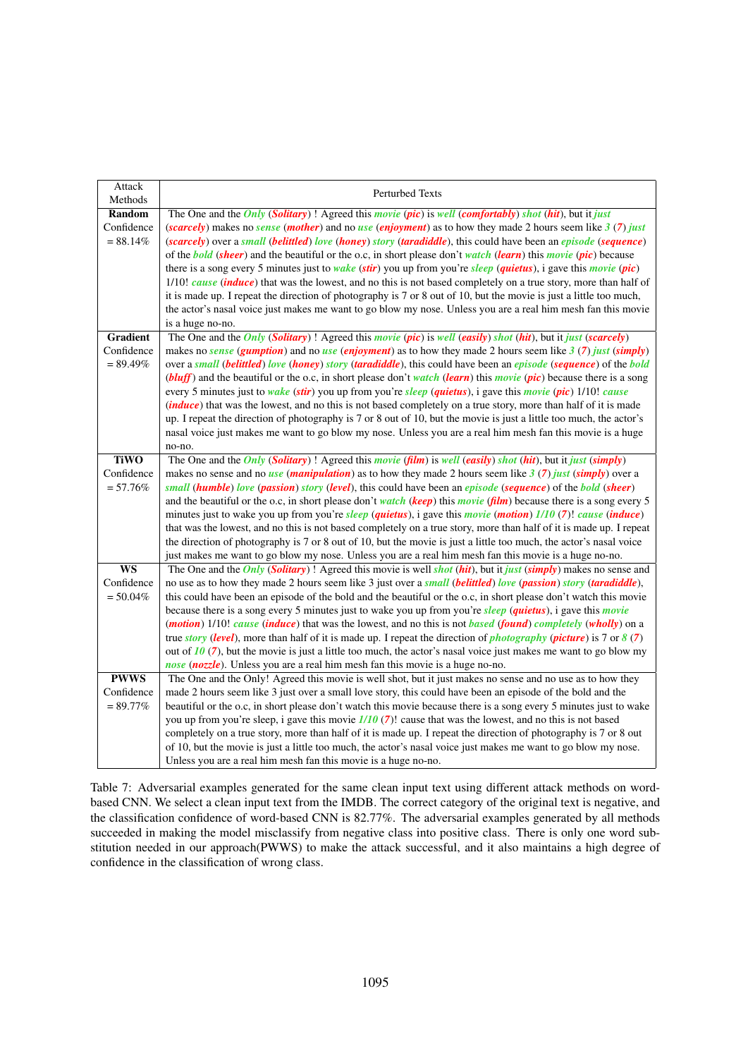| Attack Methods | Perturbed Texts |
|---|---|
| **Random** Confidence = 88.14% | The One and the ***Only*** (***Solitary***) ! Agreed this ***movie*** (***pic***) is ***well*** (***comfortably***) ***shot*** (***hit***), but it ***just*** (***scarcely***) makes no ***sense*** (***mother***) and no ***use*** (***enjoyment***) as to how they made 2 hours seem like ***3*** (***7***) ***just*** (***scarcely***) over a ***small*** (***belittled***) ***love*** (***honey***) ***story*** (***taradiddle***), this could have been an ***episode*** (***sequence***) of the ***bold*** (***sheer***) and the beautiful or the o.c, in short please don't ***watch*** (***learn***) this ***movie*** (***pic***) because there is a song every 5 minutes just to ***wake*** (***stir***) you up from you're ***sleep*** (***quietus***), i gave this ***movie*** (***pic***) 1/10! ***cause*** (***induce***) that was the lowest, and no this is not based completely on a true story, more than half of it is made up. I repeat the direction of photography is 7 or 8 out of 10, but the movie is just a little too much, the actor's nasal voice just makes me want to go blow my nose. Unless you are a real him mesh fan this movie is a huge no-no. |
| **Gradient** Confidence = 89.49% | The One and the ***Only*** (***Solitary***) ! Agreed this ***movie*** (***pic***) is ***well*** (***easily***) ***shot*** (***hit***), but it ***just*** (***scarcely***) makes no ***sense*** (***gumption***) and no ***use*** (***enjoyment***) as to how they made 2 hours seem like ***3*** (***7***) ***just*** (***simply***) over a ***small*** (***belittled***) ***love*** (***honey***) ***story*** (***taradiddle***), this could have been an ***episode*** (***sequence***) of the ***bold*** (***bluff***) and the beautiful or the o.c, in short please don't ***watch*** (***learn***) this ***movie*** (***pic***) because there is a song every 5 minutes just to ***wake*** (***stir***) you up from you're ***sleep*** (***quietus***), i gave this ***movie*** (***pic***) 1/10! ***cause*** (***induce***) that was the lowest, and no this is not based completely on a true story, more than half of it is made up. I repeat the direction of photography is 7 or 8 out of 10, but the movie is just a little too much, the actor's nasal voice just makes me want to go blow my nose. Unless you are a real him mesh fan this movie is a huge no-no. |
| **TiWO** Confidence = 57.76% | The One and the ***Only*** (***Solitary***) ! Agreed this ***movie*** (***film***) is ***well*** (***easily***) ***shot*** (***hit***), but it ***just*** (***simply***) makes no sense and no ***use*** (***manipulation***) as to how they made 2 hours seem like ***3*** (***7***) ***just*** (***simply***) over a ***small*** (***humble***) ***love*** (***passion***) ***story*** (***level***), this could have been an ***episode*** (***sequence***) of the ***bold*** (***sheer***) and the beautiful or the o.c, in short please don't ***watch*** (***keep***) this ***movie*** (***film***) because there is a song every 5 minutes just to wake you up from you're ***sleep*** (***quietus***), i gave this ***movie*** (***motion***) ***1/10*** (***7***)! ***cause*** (***induce***) that was the lowest, and no this is not based completely on a true story, more than half of it is made up. I repeat the direction of photography is 7 or 8 out of 10, but the movie is just a little too much, the actor's nasal voice just makes me want to go blow my nose. Unless you are a real him mesh fan this movie is a huge no-no. |
| **WS** Confidence = 50.04% | The One and the ***Only*** (***Solitary***) ! Agreed this movie is well ***shot*** (***hit***), but it ***just*** (***simply***) makes no sense and no use as to how they made 2 hours seem like 3 just over a ***small*** (***belittled***) ***love*** (***passion***) ***story*** (***taradiddle***), this could have been an episode of the bold and the beautiful or the o.c, in short please don't watch this movie because there is a song every 5 minutes just to wake you up from you're ***sleep*** (***quietus***), i gave this ***movie*** (***motion***) 1/10! ***cause*** (***induce***) that was the lowest, and no this is not ***based*** (***found***) ***completely*** (***wholly***) on a true ***story*** (***level***), more than half of it is made up. I repeat the direction of ***photography*** (***picture***) is 7 or ***8*** (***7***) out of ***10*** (***7***), but the movie is just a little too much, the actor's nasal voice just makes me want to go blow my ***nose*** (***nozzle***). Unless you are a real him mesh fan this movie is a huge no-no. |
| **PWWS** Confidence = 89.77% | The One and the Only! Agreed this movie is well shot, but it just makes no sense and no use as to how they made 2 hours seem like 3 just over a small love story, this could have been an episode of the bold and the beautiful or the o.c, in short please don't watch this movie because there is a song every 5 minutes just to wake you up from you're sleep, i gave this movie ***1/10*** (***7***)! cause that was the lowest, and no this is not based completely on a true story, more than half of it is made up. I repeat the direction of photography is 7 or 8 out of 10, but the movie is just a little too much, the actor's nasal voice just makes me want to go blow my nose. Unless you are a real him mesh fan this movie is a huge no-no. |

Table 7: Adversarial examples generated for the same clean input text using different attack methods on word-based CNN. We select a clean input text from the IMDB. The correct category of the original text is negative, and the classification confidence of word-based CNN is 82.77%. The adversarial examples generated by all methods succeeded in making the model misclassify from negative class into positive class. There is only one word substitution needed in our approach(PWWS) to make the attack successful, and it also maintains a high degree of confidence in the classification of wrong class.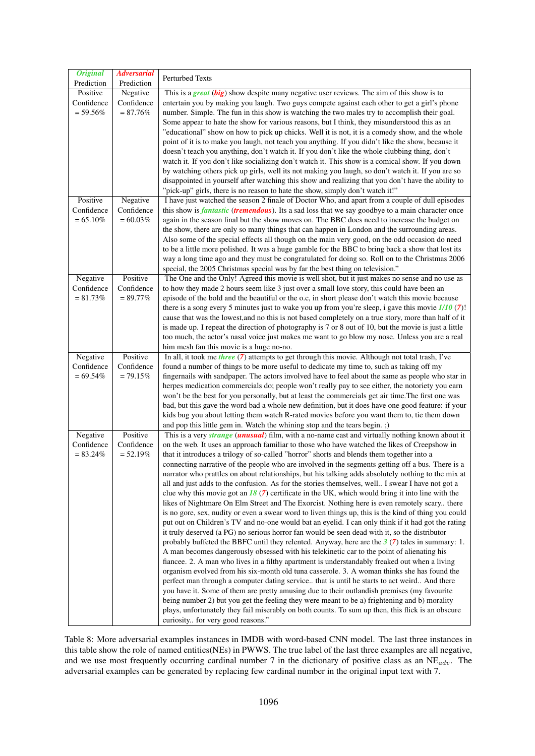| *Original* Prediction | *Adversarial* Prediction | Perturbed Texts |
|---|---|---|
| Positive Confidence = 59.56% | Negative Confidence = 87.76% | This is a *great* (***big***) show despite many negative user reviews. The aim of this show is to entertain you by making you laugh. Two guys compete against each other to get a girl's phone number. Simple. The fun in this show is watching the two males try to accomplish their goal. Some appear to hate the show for various reasons, but I think, they misunderstood this as an "educational" show on how to pick up chicks. Well it is not, it is a comedy show, and the whole point of it is to make you laugh, not teach you anything. If you didn't like the show, because it doesn't teach you anything, don't watch it. If you don't like the whole clubbing thing, don't watch it. If you don't like socializing don't watch it. This show is a comical show. If you down by watching others pick up girls, well its not making you laugh, so don't watch it. If you are so disappointed in yourself after watching this show and realizing that you don't have the ability to "pick-up" girls, there is no reason to hate the show, simply don't watch it!" |
| Positive Confidence = 65.10% | Negative Confidence = 60.03% | I have just watched the season 2 finale of Doctor Who, and apart from a couple of dull episodes this show is *fantastic* (***tremendous***). Its a sad loss that we say goodbye to a main character once again in the season final but the show moves on. The BBC does need to increase the budget on the show, there are only so many things that can happen in London and the surrounding areas. Also some of the special effects all though on the main very good, on the odd occasion do need to be a little more polished. It was a huge gamble for the BBC to bring back a show that lost its way a long time ago and they must be congratulated for doing so. Roll on to the Christmas 2006 special, the 2005 Christmas special was by far the best thing on television." |
| Negative Confidence = 81.73% | Positive Confidence = 89.77% | The One and the Only! Agreed this movie is well shot, but it just makes no sense and no use as to how they made 2 hours seem like 3 just over a small love story, this could have been an episode of the bold and the beautiful or the o.c, in short please don't watch this movie because there is a song every 5 minutes just to wake you up from you're sleep, i gave this movie *1/10* (***7***)! cause that was the lowest,and no this is not based completely on a true story, more than half of it is made up. I repeat the direction of photography is 7 or 8 out of 10, but the movie is just a little too much, the actor's nasal voice just makes me want to go blow my nose. Unless you are a real him mesh fan this movie is a huge no-no. |
| Negative Confidence = 69.54% | Positive Confidence = 79.15% | In all, it took me *three* (***7***) attempts to get through this movie. Although not total trash, I've found a number of things to be more useful to dedicate my time to, such as taking off my fingernails with sandpaper. The actors involved have to feel about the same as people who star in herpes medication commercials do; people won't really pay to see either, the notoriety you earn won't be the best for you personally, but at least the commercials get air time.The first one was bad, but this gave the word bad a whole new definition, but it does have one good feature: if your kids bug you about letting them watch R-rated movies before you want them to, tie them down and pop this little gem in. Watch the whining stop and the tears begin. ;) |
| Negative Confidence = 83.24% | Positive Confidence = 52.19% | This is a very *strange* (***unusual***) film, with a no-name cast and virtually nothing known about it on the web. It uses an approach familiar to those who have watched the likes of Creepshow in that it introduces a trilogy of so-called "horror" shorts and blends them together into a connecting narrative of the people who are involved in the segments getting off a bus. There is a narrator who prattles on about relationships, but his talking adds absolutely nothing to the mix at all and just adds to the confusion. As for the stories themselves, well.. I swear I have not got a clue why this movie got an *18* (***7***) certificate in the UK, which would bring it into line with the likes of Nightmare On Elm Street and The Exorcist. Nothing here is even remotely scary.. there is no gore, sex, nudity or even a swear word to liven things up, this is the kind of thing you could put out on Children's TV and no-one would bat an eyelid. I can only think if it had got the rating it truly deserved (a PG) no serious horror fan would be seen dead with it, so the distributor probably buffeted the BBFC until they relented. Anyway, here are the *3* (***7***) tales in summary: 1. A man becomes dangerously obsessed with his telekinetic car to the point of alienating his fiancee. 2. A man who lives in a filthy apartment is understandably freaked out when a living organism evolved from his six-month old tuna casserole. 3. A woman thinks she has found the perfect man through a computer dating service.. that is until he starts to act weird.. And there you have it. Some of them are pretty amusing due to their outlandish premises (my favourite being number 2) but you get the feeling they were meant to be a) frightening and b) morality plays, unfortunately they fail miserably on both counts. To sum up then, this flick is an obscure curiosity.. for very good reasons." |

Table 8: More adversarial examples instances in IMDB with word-based CNN model. The last three instances in this table show the role of named entities(NEs) in PWWS. The true label of the last three examples are all negative, and we use most frequently occurring cardinal number 7 in the dictionary of positive class as an $NE_{adv}$. The adversarial examples can be generated by replacing few cardinal number in the original input text with 7.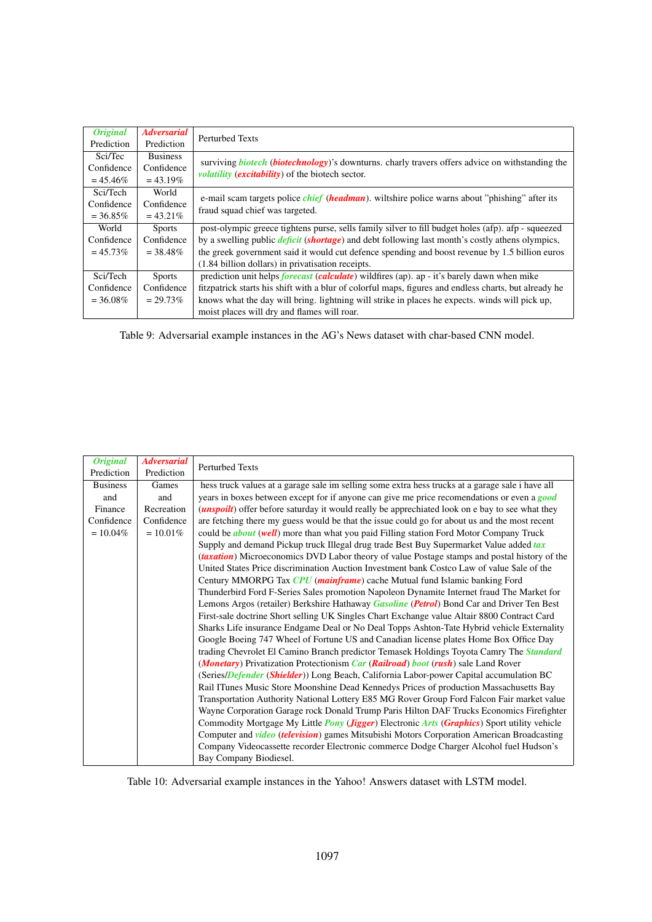| *Original* Prediction | *Adversarial* Prediction | Perturbed Texts |
|---|---|---|
| Sci/Tec Confidence = 45.46% | Business Confidence = 43.19% | surviving ***biotech*** (***biotechnology***)'s downturns. charly travers offers advice on withstanding the ***volatility*** (***excitability***) of the biotech sector. |
| Sci/Tech Confidence = 36.85% | World Confidence = 43.21% | e-mail scam targets police ***chief*** (***headman***). wiltshire police warns about "phishing" after its fraud squad chief was targeted. |
| World Confidence = 45.73% | Sports Confidence = 38.48% | post-olympic greece tightens purse, sells family silver to fill budget holes (afp). afp - squeezed by a swelling public ***deficit*** (***shortage***) and debt following last month's costly athens olympics, the greek government said it would cut defence spending and boost revenue by 1.5 billion euros (1.84 billion dollars) in privatisation receipts. |
| Sci/Tech Confidence = 36.08% | Sports Confidence = 29.73% | prediction unit helps ***forecast*** (***calculate***) wildfires (ap). ap - it's barely dawn when mike fitzpatrick starts his shift with a blur of colorful maps, figures and endless charts, but already he knows what the day will bring. lightning will strike in places he expects. winds will pick up, moist places will dry and flames will roar. |

Table 9: Adversarial example instances in the AG's News dataset with char-based CNN model.

| *Original* Prediction | *Adversarial* Prediction | Perturbed Texts |
|---|---|---|
| Business and Finance Confidence = 10.04% | Games and Recreation Confidence = 10.01% | hess truck values at a garage sale im selling some extra hess trucks at a garage sale i have all years in boxes between except for if anyone can give me price recomendations or even a ***good*** (***unspoilt***) offer before saturday it would really be apprechiated look on e bay to see what they are fetching there my guess would be that the issue could go for about us and the most recent could be ***about*** (***well***) more than what you paid Filling station Ford Motor Company Truck Supply and demand Pickup truck Illegal drug trade Best Buy Supermarket Value added ***tax*** (***taxation***) Microeconomics DVD Labor theory of value Postage stamps and postal history of the United States Price discrimination Auction Investment bank Costco Law of value $ale of the Century MMORPG Tax ***CPU*** (***mainframe***) cache Mutual fund Islamic banking Ford Thunderbird Ford F-Series Sales promotion Napoleon Dynamite Internet fraud The Market for Lemons Argos (retailer) Berkshire Hathaway ***Gasoline*** (***Petrol***) Bond Car and Driver Ten Best First-sale doctrine Short selling UK Singles Chart Exchange value Altair 8800 Contract Card Sharks Life insurance Endgame Deal or No Deal Topps Ashton-Tate Hybrid vehicle Externality Google Boeing 747 Wheel of Fortune US and Canadian license plates Home Box Office Day trading Chevrolet El Camino Branch predictor Temasek Holdings Toyota Camry The ***Standard*** (***Monetary***) Privatization Protectionism ***Car*** (***Railroad***) ***boot*** (***rush***) sale Land Rover (Series/***Defender*** (***Shielder***)) Long Beach, California Labor-power Capital accumulation BC Rail ITunes Music Store Moonshine Dead Kennedys Prices of production Massachusetts Bay Transportation Authority National Lottery E85 MG Rover Group Ford Falcon Fair market value Wayne Corporation Garage rock Donald Trump Paris Hilton DAF Trucks Economics Firefighter Commodity Mortgage My Little ***Pony*** (***Jigger***) Electronic ***Arts*** (***Graphics***) Sport utility vehicle Computer and ***video*** (***television***) games Mitsubishi Motors Corporation American Broadcasting Company Videocassette recorder Electronic commerce Dodge Charger Alcohol fuel Hudson's Bay Company Biodiesel. |

Table 10: Adversarial example instances in the Yahoo! Answers dataset with LSTM model.